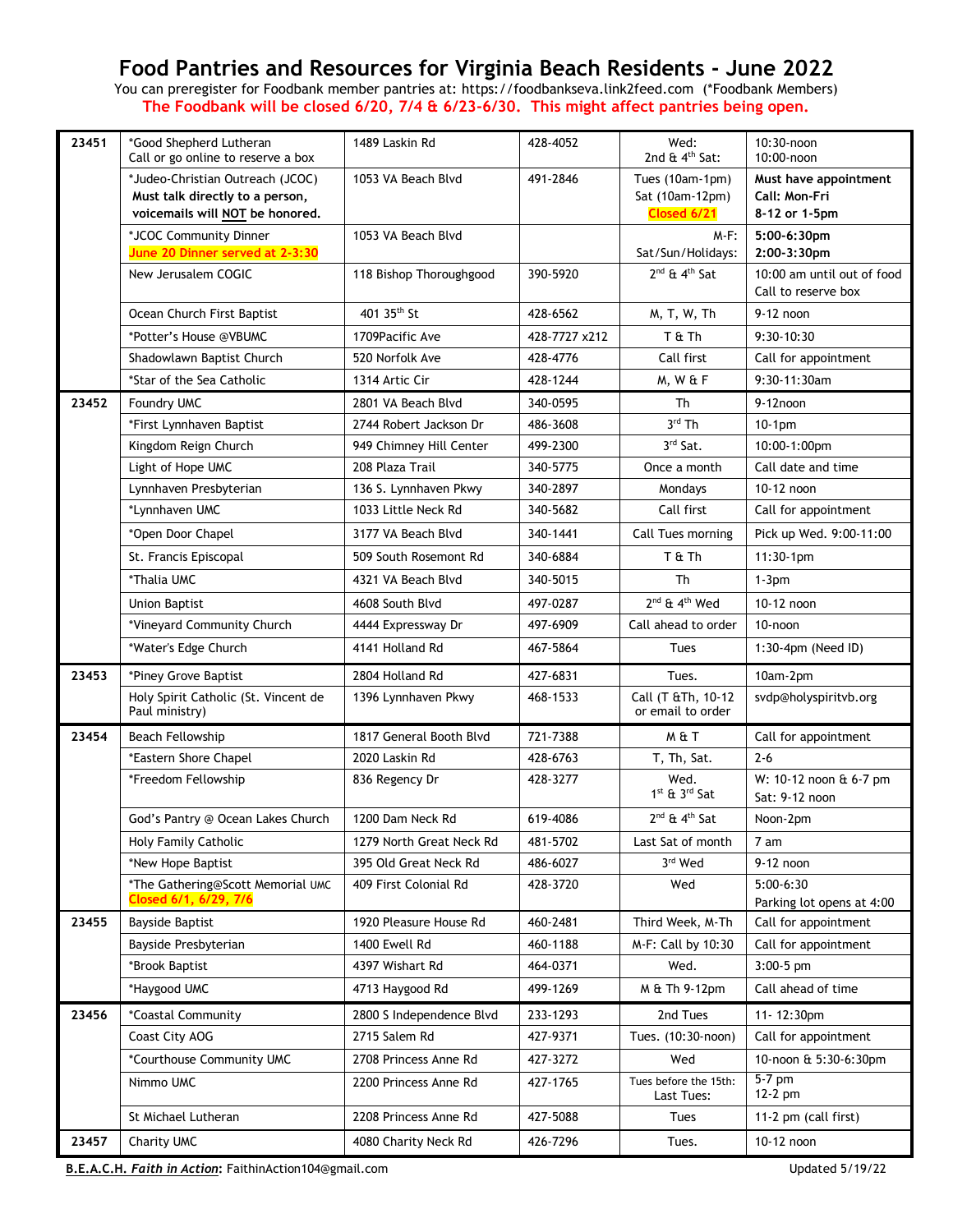# Food Pantries and Resources for Virginia Beach Residents - June 2022

You can preregister for Foodbank member pantries at: https://foodbankseva.link2feed.com (*Foodbank Members)

**The Foodbank will be closed 6/20, 7/4 & 6/23-6/30. This might affect pantries being open.**

| Zip | Name | Address | Phone | Days | Time |
|---|---|---|---|---|---|
| 23451 | *Good Shepherd Lutheran<br>Call or go online to reserve a box | 1489 Laskin Rd | 428-4052 | Wed:<br>2nd & 4th Sat: | 10:30-noon<br>10:00-noon |
| | *Judeo-Christian Outreach (JCOC)<br>**Must talk directly to a person, voicemails will NOT be honored.** | 1053 VA Beach Blvd | 491-2846 | Tues (10am-1pm)<br>Sat (10am-12pm)<br>**Closed 6/21** | **Must have appointment Call: Mon-Fri 8-12 or 1-5pm** |
| | *JCOC Community Dinner<br>**June 20 Dinner served at 2-3:30** | 1053 VA Beach Blvd | | M-F:<br>Sat/Sun/Holidays: | **5:00-6:30pm**<br>**2:00-3:30pm** |
| | New Jerusalem COGIC | 118 Bishop Thoroughgood | 390-5920 | 2nd & 4th Sat | 10:00 am until out of food<br>Call to reserve box |
| | Ocean Church First Baptist | 401 35th St | 428-6562 | M, T, W, Th | 9-12 noon |
| | *Potter's House @VBUMC | 1709Pacific Ave | 428-7727 x212 | T & Th | 9:30-10:30 |
| | Shadowlawn Baptist Church | 520 Norfolk Ave | 428-4776 | Call first | Call for appointment |
| | *Star of the Sea Catholic | 1314 Artic Cir | 428-1244 | M, W & F | 9:30-11:30am |
| 23452 | Foundry UMC | 2801 VA Beach Blvd | 340-0595 | Th | 9-12noon |
| | *First Lynnhaven Baptist | 2744 Robert Jackson Dr | 486-3608 | 3rd Th | 10-1pm |
| | Kingdom Reign Church | 949 Chimney Hill Center | 499-2300 | 3rd Sat. | 10:00-1:00pm |
| | Light of Hope UMC | 208 Plaza Trail | 340-5775 | Once a month | Call date and time |
| | Lynnhaven Presbyterian | 136 S. Lynnhaven Pkwy | 340-2897 | Mondays | 10-12 noon |
| | *Lynnhaven UMC | 1033 Little Neck Rd | 340-5682 | Call first | Call for appointment |
| | *Open Door Chapel | 3177 VA Beach Blvd | 340-1441 | Call Tues morning | Pick up Wed. 9:00-11:00 |
| | St. Francis Episcopal | 509 South Rosemont Rd | 340-6884 | T & Th | 11:30-1pm |
| | *Thalia UMC | 4321 VA Beach Blvd | 340-5015 | Th | 1-3pm |
| | Union Baptist | 4608 South Blvd | 497-0287 | 2nd & 4th Wed | 10-12 noon |
| | *Vineyard Community Church | 4444 Expressway Dr | 497-6909 | Call ahead to order | 10-noon |
| | *Water's Edge Church | 4141 Holland Rd | 467-5864 | Tues | 1:30-4pm (Need ID) |
| 23453 | *Piney Grove Baptist | 2804 Holland Rd | 427-6831 | Tues. | 10am-2pm |
| | Holy Spirit Catholic (St. Vincent de Paul ministry) | 1396 Lynnhaven Pkwy | 468-1533 | Call (T &Th, 10-12 or email to order | svdp@holyspiritvb.org |
| 23454 | Beach Fellowship | 1817 General Booth Blvd | 721-7388 | M & T | Call for appointment |
| | *Eastern Shore Chapel | 2020 Laskin Rd | 428-6763 | T, Th, Sat. | 2-6 |
| | *Freedom Fellowship | 836 Regency Dr | 428-3277 | Wed.<br>1st & 3rd Sat | W: 10-12 noon & 6-7 pm<br>Sat: 9-12 noon |
| | God's Pantry @ Ocean Lakes Church | 1200 Dam Neck Rd | 619-4086 | 2nd & 4th Sat | Noon-2pm |
| | Holy Family Catholic | 1279 North Great Neck Rd | 481-5702 | Last Sat of month | 7 am |
| | *New Hope Baptist | 395 Old Great Neck Rd | 486-6027 | 3rd Wed | 9-12 noon |
| | *The Gathering@Scott Memorial UMC<br>**Closed 6/1, 6/29, 7/6** | 409 First Colonial Rd | 428-3720 | Wed | 5:00-6:30<br>Parking lot opens at 4:00 |
| 23455 | Bayside Baptist | 1920 Pleasure House Rd | 460-2481 | Third Week, M-Th | Call for appointment |
| | Bayside Presbyterian | 1400 Ewell Rd | 460-1188 | M-F: Call by 10:30 | Call for appointment |
| | *Brook Baptist | 4397 Wishart Rd | 464-0371 | Wed. | 3:00-5 pm |
| | *Haygood UMC | 4713 Haygood Rd | 499-1269 | M & Th 9-12pm | Call ahead of time |
| 23456 | *Coastal Community | 2800 S Independence Blvd | 233-1293 | 2nd Tues | 11- 12:30pm |
| | Coast City AOG | 2715 Salem Rd | 427-9371 | Tues. (10:30-noon) | Call for appointment |
| | *Courthouse Community UMC | 2708 Princess Anne Rd | 427-3272 | Wed | 10-noon & 5:30-6:30pm |
| | Nimmo UMC | 2200 Princess Anne Rd | 427-1765 | Tues before the 15th:<br>Last Tues: | 5-7 pm<br>12-2 pm |
| | St Michael Lutheran | 2208 Princess Anne Rd | 427-5088 | Tues | 11-2 pm (call first) |
| 23457 | Charity UMC | 4080 Charity Neck Rd | 426-7296 | Tues. | 10-12 noon |

**B.E.A.C.H. *Faith in Action*:** FaithinAction104@gmail.com — Updated 5/19/22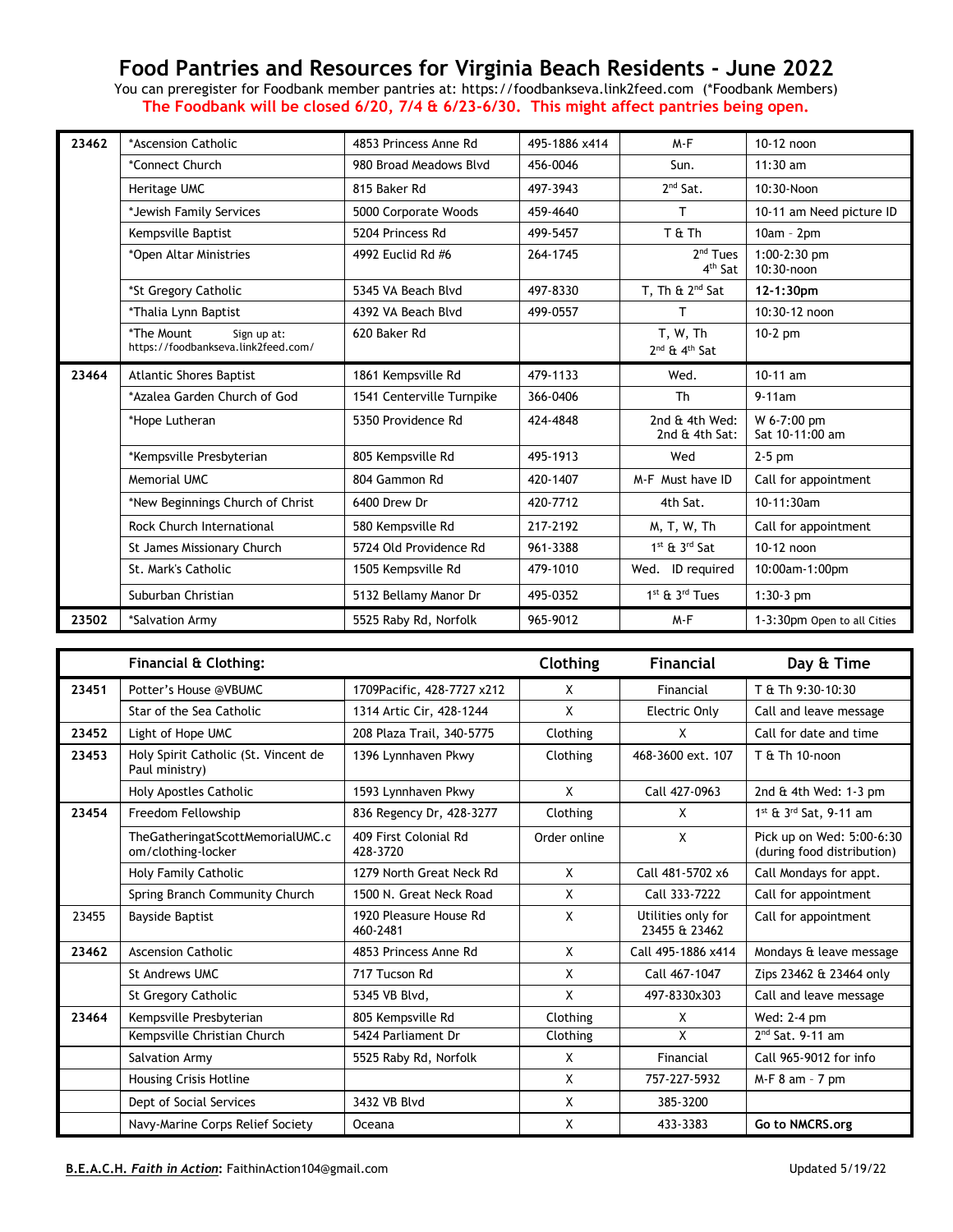# Food Pantries and Resources for Virginia Beach Residents - June 2022

You can preregister for Foodbank member pantries at: https://foodbankseva.link2feed.com (*Foodbank Members)

**The Foodbank will be closed 6/20, 7/4 & 6/23-6/30. This might affect pantries being open.**

| | | | | | |
|---|---|---|---|---|---|
| **23462** | *Ascension Catholic | 4853 Princess Anne Rd | 495-1886 x414 | M-F | 10-12 noon |
| | *Connect Church | 980 Broad Meadows Blvd | 456-0046 | Sun. | 11:30 am |
| | Heritage UMC | 815 Baker Rd | 497-3943 | 2nd Sat. | 10:30-Noon |
| | *Jewish Family Services | 5000 Corporate Woods | 459-4640 | T | 10-11 am Need picture ID |
| | Kempsville Baptist | 5204 Princess Rd | 499-5457 | T & Th | 10am - 2pm |
| | *Open Altar Ministries | 4992 Euclid Rd #6 | 264-1745 | 2nd Tues<br>4th Sat | 1:00-2:30 pm<br>10:30-noon |
| | *St Gregory Catholic | 5345 VA Beach Blvd | 497-8330 | T, Th & 2nd Sat | **12-1:30pm** |
| | *Thalia Lynn Baptist | 4392 VA Beach Blvd | 499-0557 | T | 10:30-12 noon |
| | *The Mount Sign up at: https://foodbankseva.link2feed.com/ | 620 Baker Rd | | T, W, Th<br>2nd & 4th Sat | 10-2 pm |
| **23464** | Atlantic Shores Baptist | 1861 Kempsville Rd | 479-1133 | Wed. | 10-11 am |
| | *Azalea Garden Church of God | 1541 Centerville Turnpike | 366-0406 | Th | 9-11am |
| | *Hope Lutheran | 5350 Providence Rd | 424-4848 | 2nd & 4th Wed:<br>2nd & 4th Sat: | W 6-7:00 pm<br>Sat 10-11:00 am |
| | *Kempsville Presbyterian | 805 Kempsville Rd | 495-1913 | Wed | 2-5 pm |
| | Memorial UMC | 804 Gammon Rd | 420-1407 | M-F Must have ID | Call for appointment |
| | *New Beginnings Church of Christ | 6400 Drew Dr | 420-7712 | 4th Sat. | 10-11:30am |
| | Rock Church International | 580 Kempsville Rd | 217-2192 | M, T, W, Th | Call for appointment |
| | St James Missionary Church | 5724 Old Providence Rd | 961-3388 | 1st & 3rd Sat | 10-12 noon |
| | St. Mark's Catholic | 1505 Kempsville Rd | 479-1010 | Wed. ID required | 10:00am-1:00pm |
| | Suburban Christian | 5132 Bellamy Manor Dr | 495-0352 | 1st & 3rd Tues | 1:30-3 pm |
| **23502** | *Salvation Army | 5525 Raby Rd, Norfolk | 965-9012 | M-F | 1-3:30pm Open to all Cities |

| | **Financial & Clothing:** | | **Clothing** | **Financial** | **Day & Time** |
|---|---|---|---|---|---|
| **23451** | Potter's House @VBUMC | 1709Pacific, 428-7727 x212 | X | Financial | T & Th 9:30-10:30 |
| | Star of the Sea Catholic | 1314 Artic Cir, 428-1244 | X | Electric Only | Call and leave message |
| **23452** | Light of Hope UMC | 208 Plaza Trail, 340-5775 | Clothing | X | Call for date and time |
| **23453** | Holy Spirit Catholic (St. Vincent de Paul ministry) | 1396 Lynnhaven Pkwy | Clothing | 468-3600 ext. 107 | T & Th 10-noon |
| | Holy Apostles Catholic | 1593 Lynnhaven Pkwy | X | Call 427-0963 | 2nd & 4th Wed: 1-3 pm |
| **23454** | Freedom Fellowship | 836 Regency Dr, 428-3277 | Clothing | X | 1st & 3rd Sat, 9-11 am |
| | TheGatheringatScottMemorialUMC.com/clothing-locker | 409 First Colonial Rd 428-3720 | Order online | X | Pick up on Wed: 5:00-6:30 (during food distribution) |
| | Holy Family Catholic | 1279 North Great Neck Rd | X | Call 481-5702 x6 | Call Mondays for appt. |
| | Spring Branch Community Church | 1500 N. Great Neck Road | X | Call 333-7222 | Call for appointment |
| 23455 | Bayside Baptist | 1920 Pleasure House Rd 460-2481 | X | Utilities only for 23455 & 23462 | Call for appointment |
| **23462** | Ascension Catholic | 4853 Princess Anne Rd | X | Call 495-1886 x414 | Mondays & leave message |
| | St Andrews UMC | 717 Tucson Rd | X | Call 467-1047 | Zips 23462 & 23464 only |
| | St Gregory Catholic | 5345 VB Blvd, | X | 497-8330x303 | Call and leave message |
| **23464** | Kempsville Presbyterian | 805 Kempsville Rd | Clothing | X | Wed: 2-4 pm |
| | Kempsville Christian Church | 5424 Parliament Dr | Clothing | X | 2nd Sat. 9-11 am |
| | Salvation Army | 5525 Raby Rd, Norfolk | X | Financial | Call 965-9012 for info |
| | Housing Crisis Hotline | | X | 757-227-5932 | M-F 8 am - 7 pm |
| | Dept of Social Services | 3432 VB Blvd | X | 385-3200 | |
| | Navy-Marine Corps Relief Society | Oceana | X | 433-3383 | **Go to NMCRS.org** |

**B.E.A.C.H. *Faith in Action*:** FaithinAction104@gmail.com

Updated 5/19/22